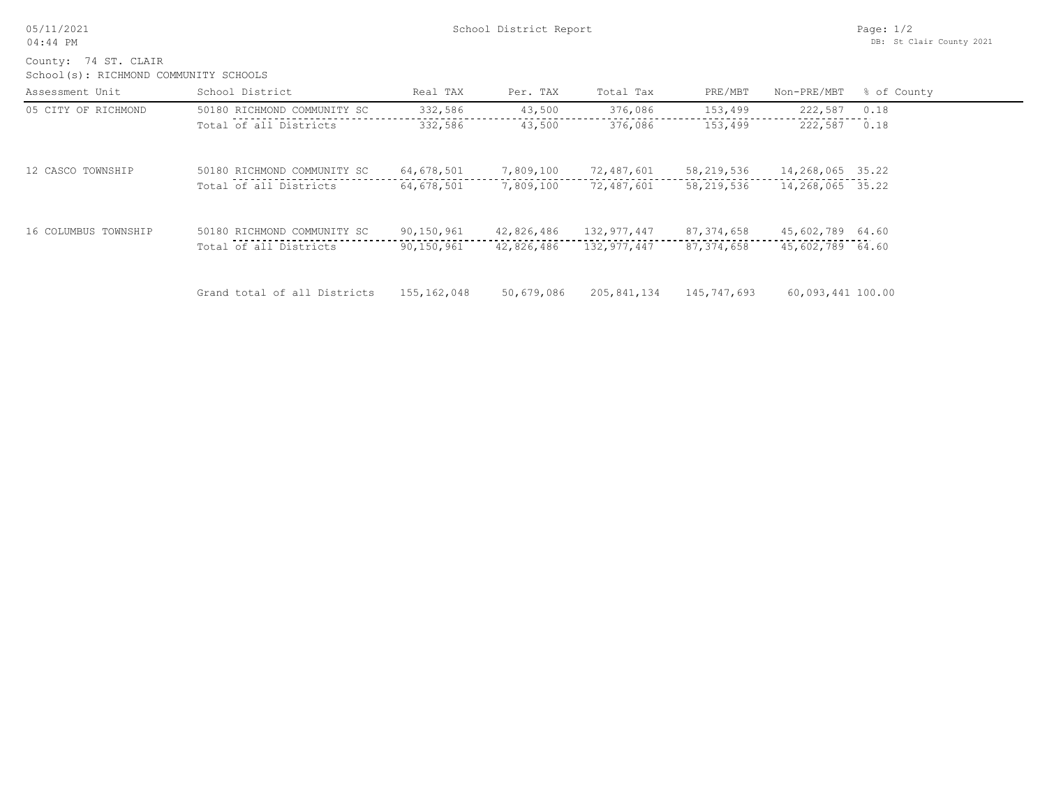05/11/2021
04:44 PM

# School District Report

DB: St Clair County 2021

County: 74 ST. CLAIR
School(s): RICHMOND COMMUNITY SCHOOLS

| Assessment Unit | School District | Real TAX | Per. TAX | Total Tax | PRE/MBT | Non-PRE/MBT | % of County |
|---|---|---|---|---|---|---|---|
| 05 CITY OF RICHMOND | 50180 RICHMOND COMMUNITY SC | 332,586 | 43,500 | 376,086 | 153,499 | 222,587 | 0.18 |
| | Total of all Districts | 332,586 | 43,500 | 376,086 | 153,499 | 222,587 | 0.18 |
| 12 CASCO TOWNSHIP | 50180 RICHMOND COMMUNITY SC | 64,678,501 | 7,809,100 | 72,487,601 | 58,219,536 | 14,268,065 | 35.22 |
| | Total of all Districts | 64,678,501 | 7,809,100 | 72,487,601 | 58,219,536 | 14,268,065 | 35.22 |
| 16 COLUMBUS TOWNSHIP | 50180 RICHMOND COMMUNITY SC | 90,150,961 | 42,826,486 | 132,977,447 | 87,374,658 | 45,602,789 | 64.60 |
| | Total of all Districts | 90,150,961 | 42,826,486 | 132,977,447 | 87,374,658 | 45,602,789 | 64.60 |
| | Grand total of all Districts | 155,162,048 | 50,679,086 | 205,841,134 | 145,747,693 | 60,093,441 | 100.00 |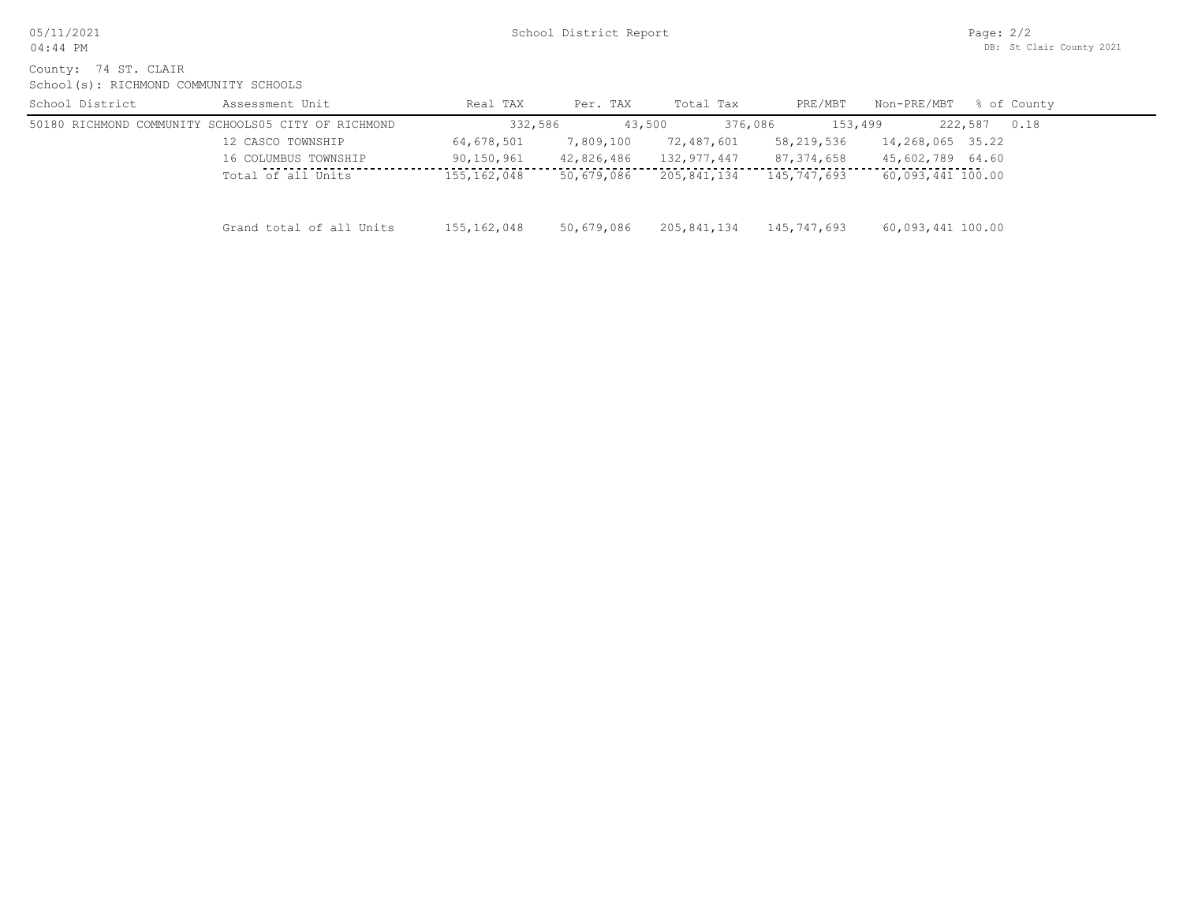School District Report

County: 74 ST. CLAIR

School(s): RICHMOND COMMUNITY SCHOOLS

| School District | Assessment Unit | Real TAX | Per. TAX | Total Tax | PRE/MBT | Non-PRE/MBT | % of County |
|---|---|---|---|---|---|---|---|
| 50180 RICHMOND COMMUNITY SCHOOLS | 05 CITY OF RICHMOND | 332,586 | 43,500 | 376,086 | 153,499 | 222,587 | 0.18 |
| | 12 CASCO TOWNSHIP | 64,678,501 | 7,809,100 | 72,487,601 | 58,219,536 | 14,268,065 | 35.22 |
| | 16 COLUMBUS TOWNSHIP | 90,150,961 | 42,826,486 | 132,977,447 | 87,374,658 | 45,602,789 | 64.60 |
| | Total of all Units | 155,162,048 | 50,679,086 | 205,841,134 | 145,747,693 | 60,093,441 | 100.00 |
| | Grand total of all Units | 155,162,048 | 50,679,086 | 205,841,134 | 145,747,693 | 60,093,441 | 100.00 |